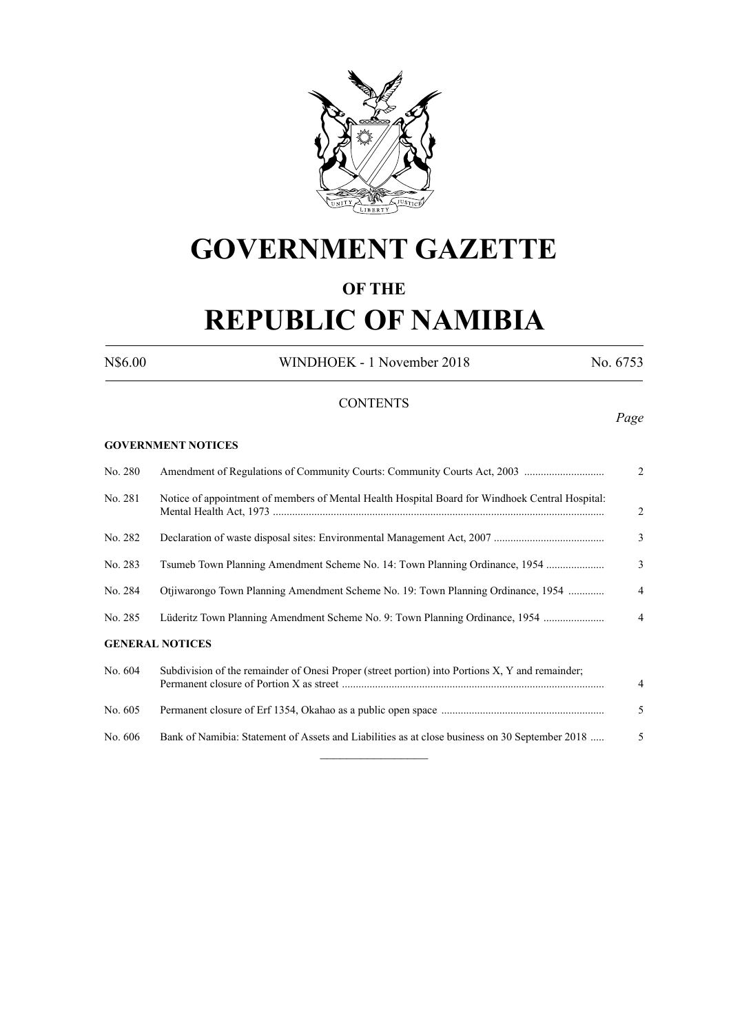# GOVERNMENT GAZETTE

## OF THE

# REPUBLIC OF NAMIBIA

N$6.00 WINDHOEK - 1 November 2018 No. 6753

CONTENTS

*Page*

**GOVERNMENT NOTICES**

| | | |
|---|---|---|
| No. 280 | Amendment of Regulations of Community Courts: Community Courts Act, 2003 | 2 |
| No. 281 | Notice of appointment of members of Mental Health Hospital Board for Windhoek Central Hospital: Mental Health Act, 1973 | 2 |
| No. 282 | Declaration of waste disposal sites: Environmental Management Act, 2007 | 3 |
| No. 283 | Tsumeb Town Planning Amendment Scheme No. 14: Town Planning Ordinance, 1954 | 3 |
| No. 284 | Otjiwarongo Town Planning Amendment Scheme No. 19: Town Planning Ordinance, 1954 | 4 |
| No. 285 | Lüderitz Town Planning Amendment Scheme No. 9: Town Planning Ordinance, 1954 | 4 |

**GENERAL NOTICES**

| | | |
|---|---|---|
| No. 604 | Subdivision of the remainder of Onesi Proper (street portion) into Portions X, Y and remainder; Permanent closure of Portion X as street | 4 |
| No. 605 | Permanent closure of Erf 1354, Okahao as a public open space | 5 |
| No. 606 | Bank of Namibia: Statement of Assets and Liabilities as at close business on 30 September 2018 | 5 |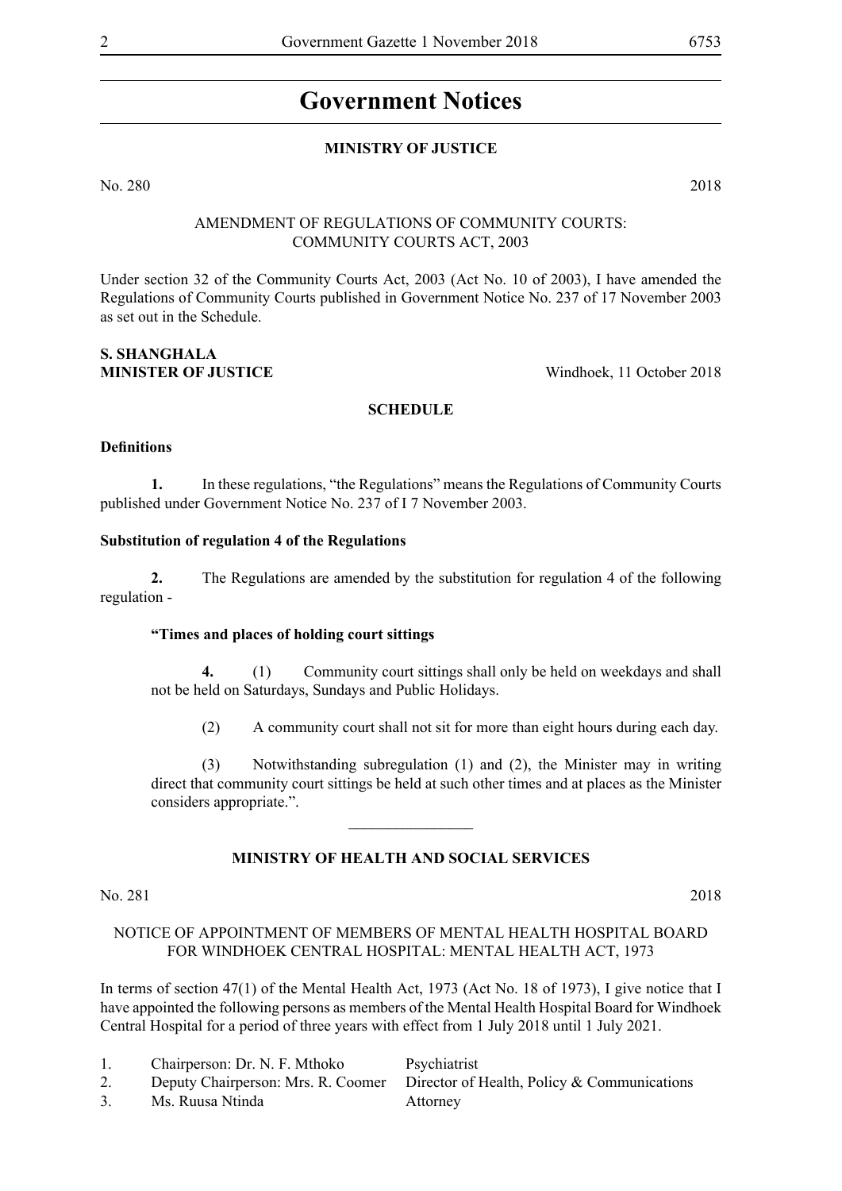# Government Notices

## MINISTRY OF JUSTICE

No. 280 2018

AMENDMENT OF REGULATIONS OF COMMUNITY COURTS:
COMMUNITY COURTS ACT, 2003

Under section 32 of the Community Courts Act, 2003 (Act No. 10 of 2003), I have amended the Regulations of Community Courts published in Government Notice No. 237 of 17 November 2003 as set out in the Schedule.

**S. SHANGHALA**
**MINISTER OF JUSTICE** Windhoek, 11 October 2018

**SCHEDULE**

**Definitions**

**1.** In these regulations, "the Regulations" means the Regulations of Community Courts published under Government Notice No. 237 of I 7 November 2003.

**Substitution of regulation 4 of the Regulations**

**2.** The Regulations are amended by the substitution for regulation 4 of the following regulation -

**"Times and places of holding court sittings**

**4.** (1) Community court sittings shall only be held on weekdays and shall not be held on Saturdays, Sundays and Public Holidays.

(2) A community court shall not sit for more than eight hours during each day.

(3) Notwithstanding subregulation (1) and (2), the Minister may in writing direct that community court sittings be held at such other times and at places as the Minister considers appropriate.".

---

## MINISTRY OF HEALTH AND SOCIAL SERVICES

No. 281 2018

NOTICE OF APPOINTMENT OF MEMBERS OF MENTAL HEALTH HOSPITAL BOARD FOR WINDHOEK CENTRAL HOSPITAL: MENTAL HEALTH ACT, 1973

In terms of section 47(1) of the Mental Health Act, 1973 (Act No. 18 of 1973), I give notice that I have appointed the following persons as members of the Mental Health Hospital Board for Windhoek Central Hospital for a period of three years with effect from 1 July 2018 until 1 July 2021.

| | | |
|---|---|---|
| 1. | Chairperson: Dr. N. F. Mthoko | Psychiatrist |
| 2. | Deputy Chairperson: Mrs. R. Coomer | Director of Health, Policy & Communications |
| 3. | Ms. Ruusa Ntinda | Attorney |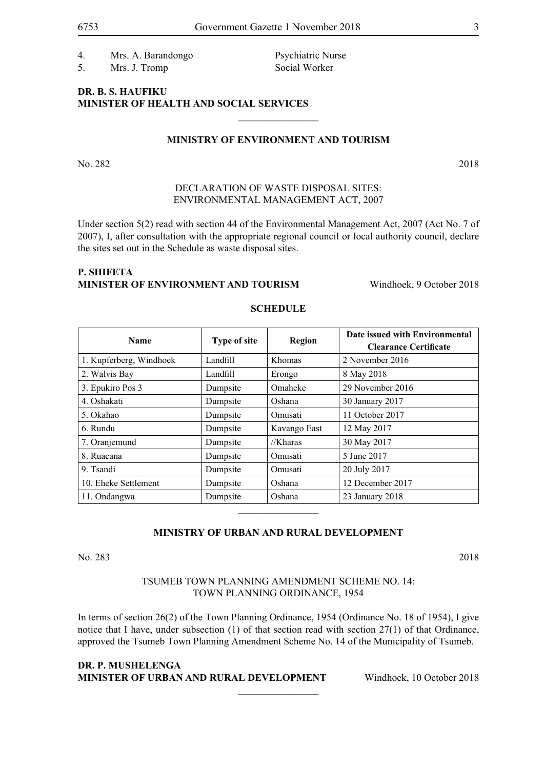4. Mrs. A. Barandongo Psychiatric Nurse
5. Mrs. J. Tromp Social Worker

**DR. B. S. HAUFIKU**
**MINISTER OF HEALTH AND SOCIAL SERVICES**

________________

**MINISTRY OF ENVIRONMENT AND TOURISM**

No. 282 2018

DECLARATION OF WASTE DISPOSAL SITES:
ENVIRONMENTAL MANAGEMENT ACT, 2007

Under section 5(2) read with section 44 of the Environmental Management Act, 2007 (Act No. 7 of 2007), I, after consultation with the appropriate regional council or local authority council, declare the sites set out in the Schedule as waste disposal sites.

**P. SHIFETA**
**MINISTER OF ENVIRONMENT AND TOURISM** Windhoek, 9 October 2018

**SCHEDULE**

| Name | Type of site | Region | Date issued with Environmental Clearance Certificate |
|---|---|---|---|
| 1. Kupferberg, Windhoek | Landfill | Khomas | 2 November 2016 |
| 2. Walvis Bay | Landfill | Erongo | 8 May 2018 |
| 3. Epukiro Pos 3 | Dumpsite | Omaheke | 29 November 2016 |
| 4. Oshakati | Dumpsite | Oshana | 30 January 2017 |
| 5. Okahao | Dumpsite | Omusati | 11 October 2017 |
| 6. Rundu | Dumpsite | Kavango East | 12 May 2017 |
| 7. Oranjemund | Dumpsite | //Kharas | 30 May 2017 |
| 8. Ruacana | Dumpsite | Omusati | 5 June 2017 |
| 9. Tsandi | Dumpsite | Omusati | 20 July 2017 |
| 10. Eheke Settlement | Dumpsite | Oshana | 12 December 2017 |
| 11. Ondangwa | Dumpsite | Oshana | 23 January 2018 |

________________

**MINISTRY OF URBAN AND RURAL DEVELOPMENT**

No. 283 2018

TSUMEB TOWN PLANNING AMENDMENT SCHEME NO. 14:
TOWN PLANNING ORDINANCE, 1954

In terms of section 26(2) of the Town Planning Ordinance, 1954 (Ordinance No. 18 of 1954), I give notice that I have, under subsection (1) of that section read with section 27(1) of that Ordinance, approved the Tsumeb Town Planning Amendment Scheme No. 14 of the Municipality of Tsumeb.

**DR. P. MUSHELENGA**
**MINISTER OF URBAN AND RURAL DEVELOPMENT** Windhoek, 10 October 2018

________________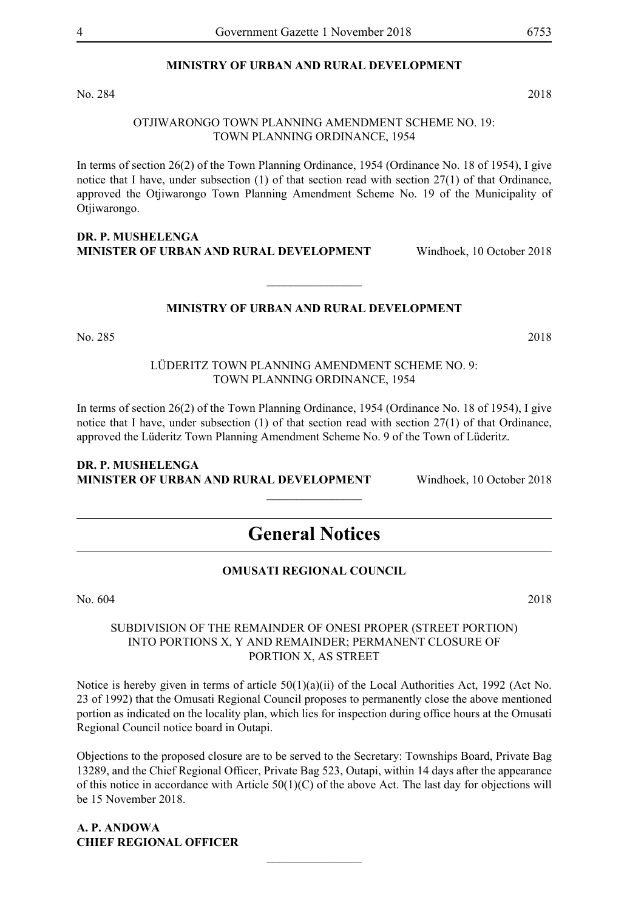**MINISTRY OF URBAN AND RURAL DEVELOPMENT**

No. 284 2018

OTJIWARONGO TOWN PLANNING AMENDMENT SCHEME NO. 19:
TOWN PLANNING ORDINANCE, 1954

In terms of section 26(2) of the Town Planning Ordinance, 1954 (Ordinance No. 18 of 1954), I give notice that I have, under subsection (1) of that section read with section 27(1) of that Ordinance, approved the Otjiwarongo Town Planning Amendment Scheme No. 19 of the Municipality of Otjiwarongo.

**DR. P. MUSHELENGA**
**MINISTER OF URBAN AND RURAL DEVELOPMENT** Windhoek, 10 October 2018

________________

**MINISTRY OF URBAN AND RURAL DEVELOPMENT**

No. 285 2018

LÜDERITZ TOWN PLANNING AMENDMENT SCHEME NO. 9:
TOWN PLANNING ORDINANCE, 1954

In terms of section 26(2) of the Town Planning Ordinance, 1954 (Ordinance No. 18 of 1954), I give notice that I have, under subsection (1) of that section read with section 27(1) of that Ordinance, approved the Lüderitz Town Planning Amendment Scheme No. 9 of the Town of Lüderitz.

**DR. P. MUSHELENGA**
**MINISTER OF URBAN AND RURAL DEVELOPMENT** Windhoek, 10 October 2018

________________

# General Notices

**OMUSATI REGIONAL COUNCIL**

No. 604 2018

SUBDIVISION OF THE REMAINDER OF ONESI PROPER (STREET PORTION) INTO PORTIONS X, Y AND REMAINDER; PERMANENT CLOSURE OF PORTION X, AS STREET

Notice is hereby given in terms of article 50(1)(a)(ii) of the Local Authorities Act, 1992 (Act No. 23 of 1992) that the Omusati Regional Council proposes to permanently close the above mentioned portion as indicated on the locality plan, which lies for inspection during office hours at the Omusati Regional Council notice board in Outapi.

Objections to the proposed closure are to be served to the Secretary: Townships Board, Private Bag 13289, and the Chief Regional Officer, Private Bag 523, Outapi, within 14 days after the appearance of this notice in accordance with Article 50(1)(C) of the above Act. The last day for objections will be 15 November 2018.

**A. P. ANDOWA**
**CHIEF REGIONAL OFFICER**

________________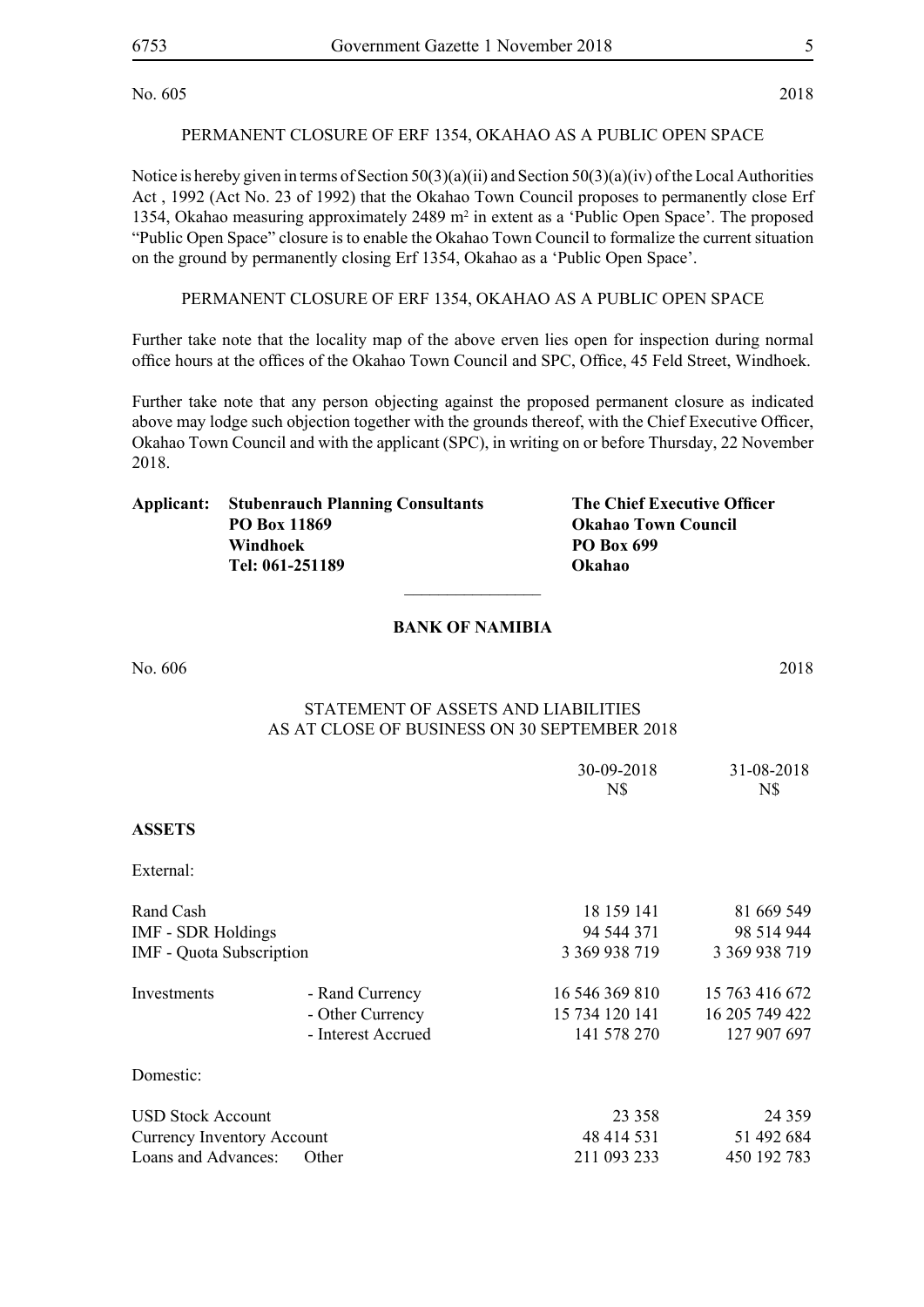No. 605 2018

PERMANENT CLOSURE OF ERF 1354, OKAHAO AS A PUBLIC OPEN SPACE

Notice is hereby given in terms of Section 50(3)(a)(ii) and Section 50(3)(a)(iv) of the Local Authorities Act , 1992 (Act No. 23 of 1992) that the Okahao Town Council proposes to permanently close Erf 1354, Okahao measuring approximately 2489 m$^2$ in extent as a 'Public Open Space'. The proposed "Public Open Space" closure is to enable the Okahao Town Council to formalize the current situation on the ground by permanently closing Erf 1354, Okahao as a 'Public Open Space'.

PERMANENT CLOSURE OF ERF 1354, OKAHAO AS A PUBLIC OPEN SPACE

Further take note that the locality map of the above erven lies open for inspection during normal office hours at the offices of the Okahao Town Council and SPC, Office, 45 Feld Street, Windhoek.

Further take note that any person objecting against the proposed permanent closure as indicated above may lodge such objection together with the grounds thereof, with the Chief Executive Officer, Okahao Town Council and with the applicant (SPC), in writing on or before Thursday, 22 November 2018.

| **Applicant:** | **Stubenrauch Planning Consultants** | **The Chief Executive Officer** |
|---|---|---|
| | **PO Box 11869** | **Okahao Town Council** |
| | **Windhoek** | **PO Box 699** |
| | **Tel: 061-251189** | **Okahao** |

---

**BANK OF NAMIBIA**

No. 606 2018

STATEMENT OF ASSETS AND LIABILITIES
AS AT CLOSE OF BUSINESS ON 30 SEPTEMBER 2018

| | | 30-09-2018 N$ | 31-08-2018 N$ |
|---|---|---|---|
| **ASSETS** | | | |
| External: | | | |
| Rand Cash | | 18 159 141 | 81 669 549 |
| IMF - SDR Holdings | | 94 544 371 | 98 514 944 |
| IMF - Quota Subscription | | 3 369 938 719 | 3 369 938 719 |
| Investments | - Rand Currency | 16 546 369 810 | 15 763 416 672 |
| | - Other Currency | 15 734 120 141 | 16 205 749 422 |
| | - Interest Accrued | 141 578 270 | 127 907 697 |
| Domestic: | | | |
| USD Stock Account | | 23 358 | 24 359 |
| Currency Inventory Account | | 48 414 531 | 51 492 684 |
| Loans and Advances: | Other | 211 093 233 | 450 192 783 |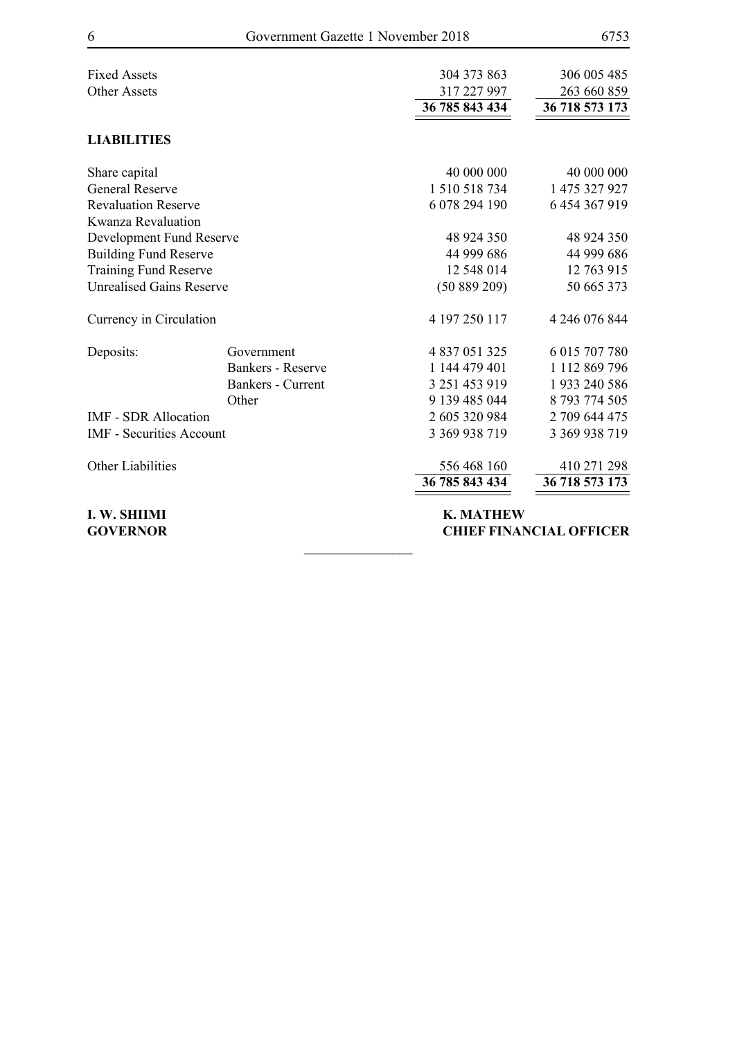| | | | |
|---|---|---|---|
| Fixed Assets | | 304 373 863 | 306 005 485 |
| Other Assets | | 317 227 997 | 263 660 859 |
| | | **36 785 843 434** | **36 718 573 173** |
| **LIABILITIES** | | | |
| Share capital | | 40 000 000 | 40 000 000 |
| General Reserve | | 1 510 518 734 | 1 475 327 927 |
| Revaluation Reserve | | 6 078 294 190 | 6 454 367 919 |
| Kwanza Revaluation | | | |
| Development Fund Reserve | | 48 924 350 | 48 924 350 |
| Building Fund Reserve | | 44 999 686 | 44 999 686 |
| Training Fund Reserve | | 12 548 014 | 12 763 915 |
| Unrealised Gains Reserve | | (50 889 209) | 50 665 373 |
| Currency in Circulation | | 4 197 250 117 | 4 246 076 844 |
| Deposits: | Government | 4 837 051 325 | 6 015 707 780 |
| | Bankers - Reserve | 1 144 479 401 | 1 112 869 796 |
| | Bankers - Current | 3 251 453 919 | 1 933 240 586 |
| | Other | 9 139 485 044 | 8 793 774 505 |
| IMF - SDR Allocation | | 2 605 320 984 | 2 709 644 475 |
| IMF - Securities Account | | 3 369 938 719 | 3 369 938 719 |
| Other Liabilities | | 556 468 160 | 410 271 298 |
| | | **36 785 843 434** | **36 718 573 173** |

**I. W. SHIIMI**
**GOVERNOR**

**K. MATHEW**
**CHIEF FINANCIAL OFFICER**

________________